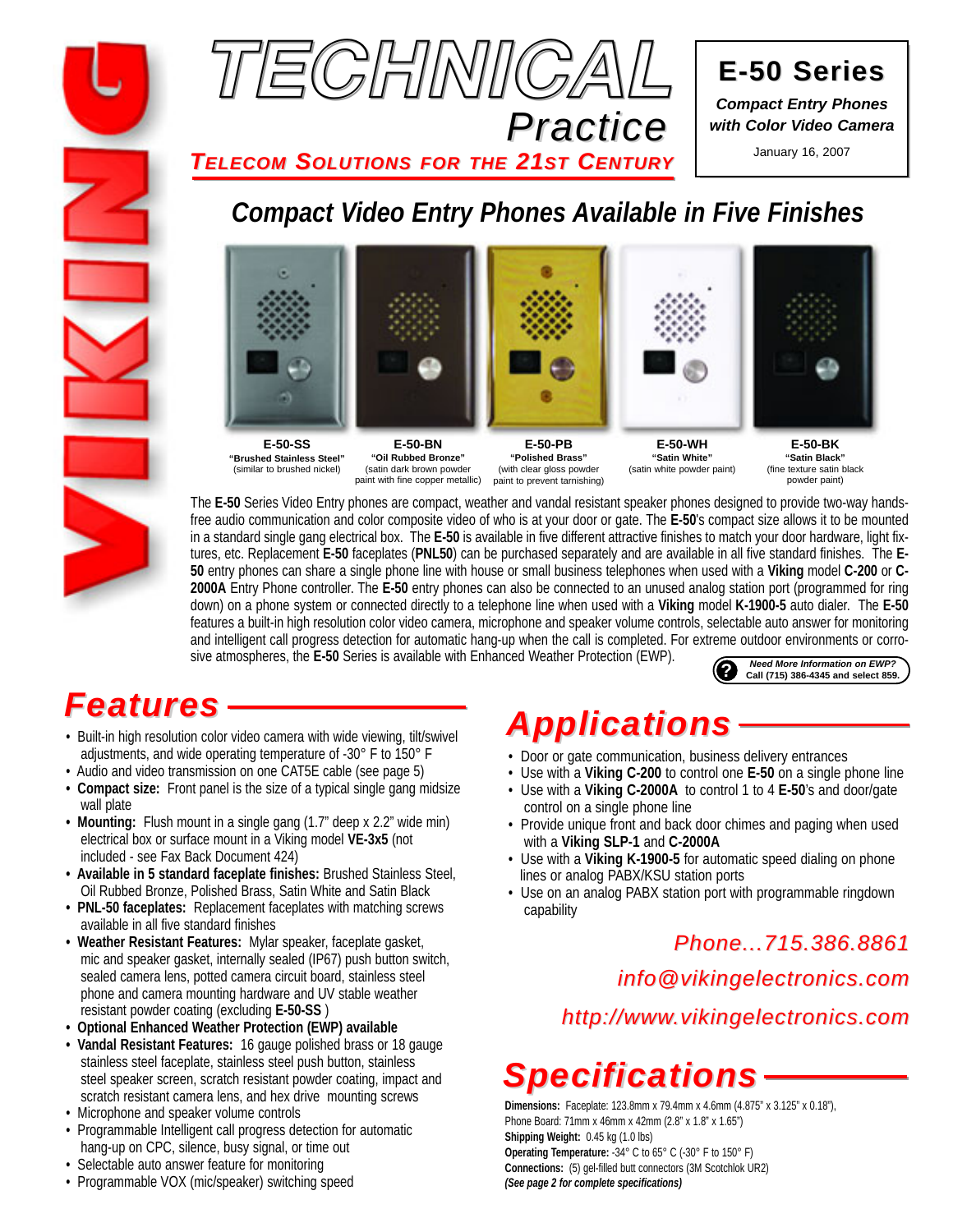# TECHNICAL Practice

**TELECOM SOLUTIONS FOR THE 21ST CENTURY**

**E-50 Series**

***Compact Entry Phones with Color Video Camera***

January 16, 2007

## *Compact Video Entry Phones Available in Five Finishes*

| **E-50-SS** | **E-50-BN** | **E-50-PB** | **E-50-WH** | **E-50-BK** |
|---|---|---|---|---|
| **"Brushed Stainless Steel"** (similar to brushed nickel) | **"Oil Rubbed Bronze"** (satin dark brown powder paint with fine copper metallic) | **"Polished Brass"** (with clear gloss powder paint to prevent tarnishing) | **"Satin White"** (satin white powder paint) | **"Satin Black"** (fine texture satin black powder paint) |

The **E-50** Series Video Entry phones are compact, weather and vandal resistant speaker phones designed to provide two-way hands-free audio communication and color composite video of who is at your door or gate. The **E-50**'s compact size allows it to be mounted in a standard single gang electrical box. The **E-50** is available in five different attractive finishes to match your door hardware, light fixtures, etc. Replacement **E-50** faceplates (**PNL50**) can be purchased separately and are available in all five standard finishes. The **E-50** entry phones can share a single phone line with house or small business telephones when used with a **Viking** model **C-200** or **C-2000A** Entry Phone controller. The **E-50** entry phones can also be connected to an unused analog station port (programmed for ring down) on a phone system or connected directly to a telephone line when used with a **Viking** model **K-1900-5** auto dialer. The **E-50** features a built-in high resolution color video camera, microphone and speaker volume controls, selectable auto answer for monitoring and intelligent call progress detection for automatic hang-up when the call is completed. For extreme outdoor environments or corrosive atmospheres, the **E-50** Series is available with Enhanced Weather Protection (EWP).

***Need More Information on EWP?*** **Call (715) 386-4345 and select 859.**

## Features

- Built-in high resolution color video camera with wide viewing, tilt/swivel adjustments, and wide operating temperature of -30° F to 150° F
- Audio and video transmission on one CAT5E cable (see page 5)
- **Compact size:** Front panel is the size of a typical single gang midsize wall plate
- **Mounting:** Flush mount in a single gang (1.7" deep x 2.2" wide min) electrical box or surface mount in a Viking model **VE-3x5** (not included - see Fax Back Document 424)
- **Available in 5 standard faceplate finishes:** Brushed Stainless Steel, Oil Rubbed Bronze, Polished Brass, Satin White and Satin Black
- **PNL-50 faceplates:** Replacement faceplates with matching screws available in all five standard finishes
- **Weather Resistant Features:** Mylar speaker, faceplate gasket, mic and speaker gasket, internally sealed (IP67) push button switch, sealed camera lens, potted camera circuit board, stainless steel phone and camera mounting hardware and UV stable weather resistant powder coating (excluding **E-50-SS** )
- **Optional Enhanced Weather Protection (EWP) available**
- **Vandal Resistant Features:** 16 gauge polished brass or 18 gauge stainless steel faceplate, stainless steel push button, stainless steel speaker screen, scratch resistant powder coating, impact and scratch resistant camera lens, and hex drive mounting screws
- Microphone and speaker volume controls
- Programmable Intelligent call progress detection for automatic hang-up on CPC, silence, busy signal, or time out
- Selectable auto answer feature for monitoring
- Programmable VOX (mic/speaker) switching speed

## Applications

- Door or gate communication, business delivery entrances
- Use with a **Viking C-200** to control one **E-50** on a single phone line
- Use with a **Viking C-2000A** to control 1 to 4 **E-50**'s and door/gate control on a single phone line
- Provide unique front and back door chimes and paging when used with a **Viking SLP-1** and **C-2000A**
- Use with a **Viking K-1900-5** for automatic speed dialing on phone lines or analog PABX/KSU station ports
- Use on an analog PABX station port with programmable ringdown capability

*Phone...715.386.8861*

*info@vikingelectronics.com*

*http://www.vikingelectronics.com*

## Specifications

**Dimensions:** Faceplate: 123.8mm x 79.4mm x 4.6mm (4.875" x 3.125" x 0.18"), Phone Board: 71mm x 46mm x 42mm (2.8" x 1.8" x 1.65")

**Shipping Weight:** 0.45 kg (1.0 lbs)

**Operating Temperature:** -34° C to 65° C (-30° F to 150° F)

**Connections:** (5) gel-filled butt connectors (3M Scotchlok UR2)

***(See page 2 for complete specifications)***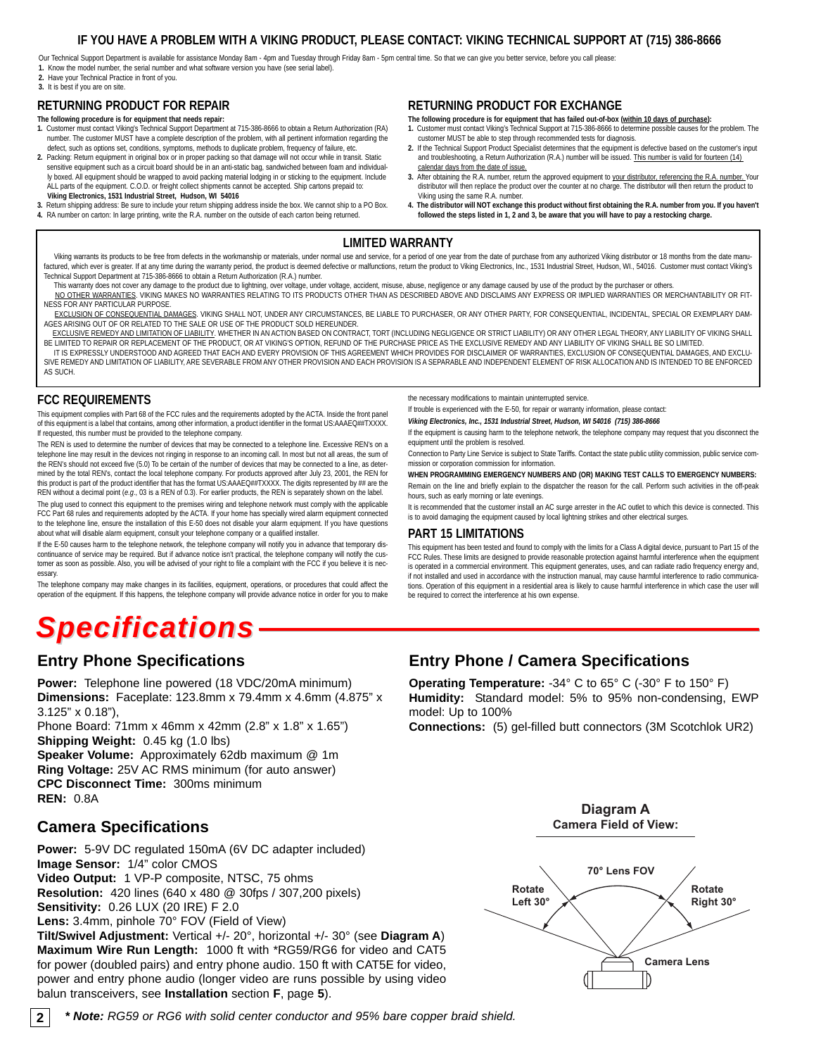## IF YOU HAVE A PROBLEM WITH A VIKING PRODUCT, PLEASE CONTACT: VIKING TECHNICAL SUPPORT AT (715) 386-8666

Our Technical Support Department is available for assistance Monday 8am - 4pm and Tuesday through Friday 8am - 5pm central time. So that we can give you better service, before you call please:

1. Know the model number, the serial number and what software version you have (see serial label).
2. Have your Technical Practice in front of you.
3. It is best if you are on site.

### RETURNING PRODUCT FOR REPAIR

**The following procedure is for equipment that needs repair:**

1. Customer must contact Viking's Technical Support Department at 715-386-8666 to obtain a Return Authorization (RA) number. The customer MUST have a complete description of the problem, with all pertinent information regarding the defect, such as options set, conditions, symptoms, methods to duplicate problem, frequency of failure, etc.
2. Packing: Return equipment in original box or in proper packing so that damage will not occur while in transit. Static sensitive equipment such as a circuit board should be in an anti-static bag, sandwiched between foam and individually boxed. All equipment should be wrapped to avoid packing material lodging in or sticking to the equipment. Include ALL parts of the equipment. C.O.D. or freight collect shipments cannot be accepted. Ship cartons prepaid to: **Viking Electronics, 1531 Industrial Street, Hudson, WI 54016**
3. Return shipping address: Be sure to include your return shipping address inside the box. We cannot ship to a PO Box.
4. RA number on carton: In large printing, write the R.A. number on the outside of each carton being returned.

### RETURNING PRODUCT FOR EXCHANGE

**The following procedure is for equipment that has failed out-of-box (within 10 days of purchase):**

1. Customer must contact Viking's Technical Support at 715-386-8666 to determine possible causes for the problem. The customer MUST be able to step through recommended tests for diagnosis.
2. If the Technical Support Product Specialist determines that the equipment is defective based on the customer's input and troubleshooting, a Return Authorization (R.A.) number will be issued. This number is valid for fourteen (14) calendar days from the date of issue.
3. After obtaining the R.A. number, return the approved equipment to your distributor, referencing the R.A. number. Your distributor will then replace the product over the counter at no charge. The distributor will then return the product to Viking using the same R.A. number.
4. **The distributor will NOT exchange this product without first obtaining the R.A. number from you. If you haven't followed the steps listed in 1, 2 and 3, be aware that you will have to pay a restocking charge.**

### LIMITED WARRANTY

Viking warrants its products to be free from defects in the workmanship or materials, under normal use and service, for a period of one year from the date of purchase from any authorized Viking distributor or 18 months from the date manufactured, which ever is greater. If at any time during the warranty period, the product is deemed defective or malfunctions, return the product to Viking Electronics, Inc., 1531 Industrial Street, Hudson, WI., 54016. Customer must contact Viking's Technical Support Department at 715-386-8666 to obtain a Return Authorization (R.A.) number.

This warranty does not cover any damage to the product due to lightning, over voltage, under voltage, accident, misuse, abuse, negligence or any damage caused by use of the product by the purchaser or others.

NO OTHER WARRANTIES. VIKING MAKES NO WARRANTIES RELATING TO ITS PRODUCTS OTHER THAN AS DESCRIBED ABOVE AND DISCLAIMS ANY EXPRESS OR IMPLIED WARRANTIES OR MERCHANTABILITY OR FITNESS FOR ANY PARTICULAR PURPOSE.

EXCLUSION OF CONSEQUENTIAL DAMAGES. VIKING SHALL NOT, UNDER ANY CIRCUMSTANCES, BE LIABLE TO PURCHASER, OR ANY OTHER PARTY, FOR CONSEQUENTIAL, INCIDENTAL, SPECIAL OR EXEMPLARY DAMAGES ARISING OUT OF OR RELATED TO THE SALE OR USE OF THE PRODUCT SOLD HEREUNDER.

EXCLUSIVE REMEDY AND LIMITATION OF LIABILITY. WHETHER IN AN ACTION BASED ON CONTRACT, TORT (INCLUDING NEGLIGENCE OR STRICT LIABILITY) OR ANY OTHER LEGAL THEORY, ANY LIABILITY OF VIKING SHALL BE LIMITED TO REPAIR OR REPLACEMENT OF THE PRODUCT, OR AT VIKING'S OPTION, REFUND OF THE PURCHASE PRICE AS THE EXCLUSIVE REMEDY AND ANY LIABILITY OF VIKING SHALL BE SO LIMITED.

IT IS EXPRESSLY UNDERSTOOD AND AGREED THAT EACH AND EVERY PROVISION OF THIS AGREEMENT WHICH PROVIDES FOR DISCLAIMER OF WARRANTIES, EXCLUSION OF CONSEQUENTIAL DAMAGES, AND EXCLUSIVE REMEDY AND LIMITATION OF LIABILITY, ARE SEVERABLE FROM ANY OTHER PROVISION AND EACH PROVISION IS A SEPARABLE AND INDEPENDENT ELEMENT OF RISK ALLOCATION AND IS INTENDED TO BE ENFORCED AS SUCH.

### FCC REQUIREMENTS

This equipment complies with Part 68 of the FCC rules and the requirements adopted by the ACTA. Inside the front panel of this equipment is a label that contains, among other information, a product identifier in the format US:AAAEQ##TXXXX. If requested, this number must be provided to the telephone company.

The REN is used to determine the number of devices that may be connected to a telephone line. Excessive REN's on a telephone line may result in the devices not ringing in response to an incoming call. In most but not all areas, the sum of the REN's should not exceed five (5.0) To be certain of the number of devices that may be connected to a line, as determined by the total REN's, contact the local telephone company. For products approved after July 23, 2001, the REN for this product is part of the product identifier that has the format US:AAAEQ##TXXXX. The digits represented by ## are the REN without a decimal point (*e.g.*, 03 is a REN of 0.3). For earlier products, the REN is separately shown on the label.

The plug used to connect this equipment to the premises wiring and telephone network must comply with the applicable FCC Part 68 rules and requirements adopted by the ACTA. If your home has specially wired alarm equipment connected to the telephone line, ensure the installation of this E-50 does not disable your alarm equipment. If you have questions about what will disable alarm equipment, consult your telephone company or a qualified installer.

If the E-50 causes harm to the telephone network, the telephone company will notify you in advance that temporary discontinuance of service may be required. But if advance notice isn't practical, the telephone company will notify the customer as soon as possible. Also, you will be advised of your right to file a complaint with the FCC if you believe it is necessary.

The telephone company may make changes in its facilities, equipment, operations, or procedures that could affect the operation of the equipment. If this happens, the telephone company will provide advance notice in order for you to make the necessary modifications to maintain uninterrupted service.

If trouble is experienced with the E-50, for repair or warranty information, please contact:

***Viking Electronics, Inc., 1531 Industrial Street, Hudson, WI 54016 (715) 386-8666***

If the equipment is causing harm to the telephone network, the telephone company may request that you disconnect the equipment until the problem is resolved.

Connection to Party Line Service is subject to State Tariffs. Contact the state public utility commission, public service commission or corporation commission for information.

**WHEN PROGRAMMING EMERGENCY NUMBERS AND (OR) MAKING TEST CALLS TO EMERGENCY NUMBERS:**

Remain on the line and briefly explain to the dispatcher the reason for the call. Perform such activities in the off-peak hours, such as early morning or late evenings.

It is recommended that the customer install an AC surge arrester in the AC outlet to which this device is connected. This is to avoid damaging the equipment caused by local lightning strikes and other electrical surges.

### PART 15 LIMITATIONS

This equipment has been tested and found to comply with the limits for a Class A digital device, pursuant to Part 15 of the FCC Rules. These limits are designed to provide reasonable protection against harmful interference when the equipment is operated in a commercial environment. This equipment generates, uses, and can radiate radio frequency energy and, if not installed and used in accordance with the instruction manual, may cause harmful interference to radio communications. Operation of this equipment in a residential area is likely to cause harmful interference in which case the user will be required to correct the interference at his own expense.

# Specifications

## Entry Phone Specifications

**Power:** Telephone line powered (18 VDC/20mA minimum)
**Dimensions:** Faceplate: 123.8mm x 79.4mm x 4.6mm (4.875" x 3.125" x 0.18"),
Phone Board: 71mm x 46mm x 42mm (2.8" x 1.8" x 1.65")
**Shipping Weight:** 0.45 kg (1.0 lbs)
**Speaker Volume:** Approximately 62db maximum @ 1m
**Ring Voltage:** 25V AC RMS minimum (for auto answer)
**CPC Disconnect Time:** 300ms minimum
**REN:** 0.8A

## Camera Specifications

**Power:** 5-9V DC regulated 150mA (6V DC adapter included)
**Image Sensor:** 1/4" color CMOS
**Video Output:** 1 VP-P composite, NTSC, 75 ohms
**Resolution:** 420 lines (640 x 480 @ 30fps / 307,200 pixels)
**Sensitivity:** 0.26 LUX (20 IRE) F 2.0
**Lens:** 3.4mm, pinhole 70° FOV (Field of View)
**Tilt/Swivel Adjustment:** Vertical +/- 20°, horizontal +/- 30° (see **Diagram A**)
**Maximum Wire Run Length:** 1000 ft with *RG59/RG6 for video and CAT5 for power (doubled pairs) and entry phone audio. 150 ft with CAT5E for video, power and entry phone audio (longer video are runs possible by using video balun transceivers, see **Installation** section **F**, page **5**).

## Entry Phone / Camera Specifications

**Operating Temperature:** -34° C to 65° C (-30° F to 150° F)
**Humidity:** Standard model: 5% to 95% non-condensing, EWP model: Up to 100%
**Connections:** (5) gel-filled butt connectors (3M Scotchlok UR2)

**Diagram A**
**Camera Field of View:**

70° Lens FOV
Rotate Left 30°
Rotate Right 30°
Camera Lens

***Note:** *RG59 or RG6 with solid center conductor and 95% bare copper braid shield.*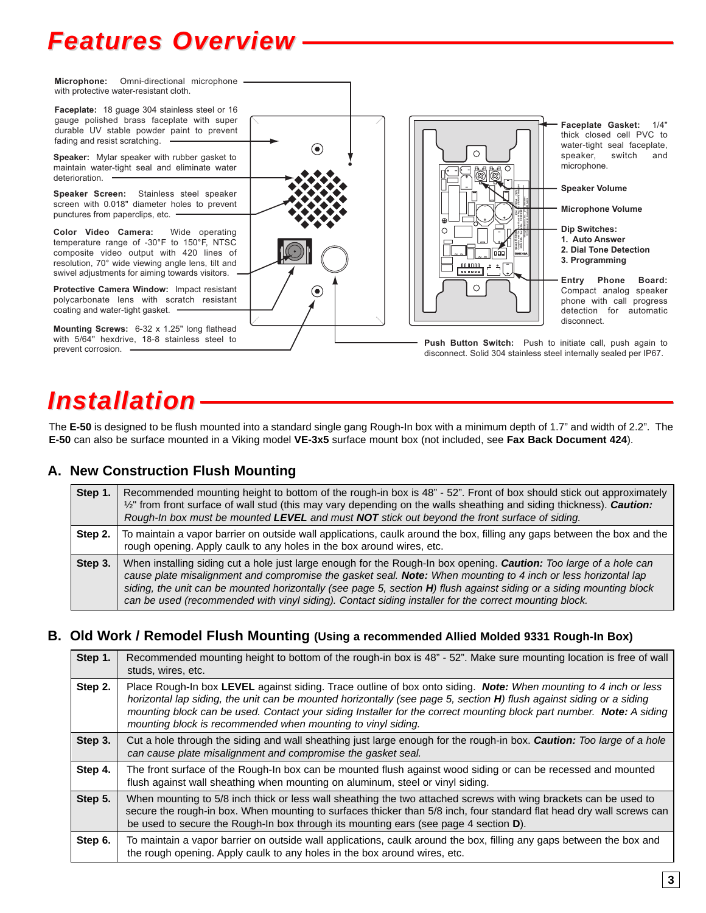# Features Overview

**Microphone:** Omni-directional microphone with protective water-resistant cloth.

**Faceplate:** 18 guage 304 stainless steel or 16 gauge polished brass faceplate with super durable UV stable powder paint to prevent fading and resist scratching.

**Speaker:** Mylar speaker with rubber gasket to maintain water-tight seal and eliminate water deterioration.

**Speaker Screen:** Stainless steel speaker screen with 0.018" diameter holes to prevent punctures from paperclips, etc.

**Color Video Camera:** Wide operating temperature range of -30°F to 150°F, NTSC composite video output with 420 lines of resolution, 70° wide viewing angle lens, tilt and swivel adjustments for aiming towards visitors.

**Protective Camera Window:** Impact resistant polycarbonate lens with scratch resistant coating and water-tight gasket.

**Mounting Screws:** 6-32 x 1.25" long flathead with 5/64" hexdrive, 18-8 stainless steel to prevent corrosion.

**Faceplate Gasket:** 1/4" thick closed cell PVC to water-tight seal faceplate, speaker, switch and microphone.

**Speaker Volume**

**Microphone Volume**

**Dip Switches:**
1. **Auto Answer**
2. **Dial Tone Detection**
3. **Programming**

**Entry Phone Board:** Compact analog speaker phone with call progress detection for automatic disconnect.

**Push Button Switch:** Push to initiate call, push again to disconnect. Solid 304 stainless steel internally sealed per IP67.

# Installation

The **E-50** is designed to be flush mounted into a standard single gang Rough-In box with a minimum depth of 1.7" and width of 2.2". The **E-50** can also be surface mounted in a Viking model **VE-3x5** surface mount box (not included, see **Fax Back Document 424**).

## A. New Construction Flush Mounting

| | |
|---|---|
| **Step 1.** | Recommended mounting height to bottom of the rough-in box is 48" - 52". Front of box should stick out approximately ½" from front surface of wall stud (this may vary depending on the walls sheathing and siding thickness). ***Caution:*** *Rough-In box must be mounted **LEVEL** and must **NOT** stick out beyond the front surface of siding.* |
| **Step 2.** | To maintain a vapor barrier on outside wall applications, caulk around the box, filling any gaps between the box and the rough opening. Apply caulk to any holes in the box around wires, etc. |
| **Step 3.** | When installing siding cut a hole just large enough for the Rough-In box opening. ***Caution:*** *Too large of a hole can cause plate misalignment and compromise the gasket seal.* ***Note:*** *When mounting to 4 inch or less horizontal lap siding, the unit can be mounted horizontally (see page 5, section **H**) flush against siding or a siding mounting block can be used (recommended with vinyl siding). Contact siding installer for the correct mounting block.* |

## B. Old Work / Remodel Flush Mounting (Using a recommended Allied Molded 9331 Rough-In Box)

| | |
|---|---|
| **Step 1.** | Recommended mounting height to bottom of the rough-in box is 48" - 52". Make sure mounting location is free of wall studs, wires, etc. |
| **Step 2.** | Place Rough-In box **LEVEL** against siding. Trace outline of box onto siding. ***Note:*** *When mounting to 4 inch or less horizontal lap siding, the unit can be mounted horizontally (see page 5, section **H**) flush against siding or a siding mounting block can be used. Contact your siding Installer for the correct mounting block part number.* ***Note:*** *A siding mounting block is recommended when mounting to vinyl siding.* |
| **Step 3.** | Cut a hole through the siding and wall sheathing just large enough for the rough-in box. ***Caution:*** *Too large of a hole can cause plate misalignment and compromise the gasket seal.* |
| **Step 4.** | The front surface of the Rough-In box can be mounted flush against wood siding or can be recessed and mounted flush against wall sheathing when mounting on aluminum, steel or vinyl siding. |
| **Step 5.** | When mounting to 5/8 inch thick or less wall sheathing the two attached screws with wing brackets can be used to secure the rough-in box. When mounting to surfaces thicker than 5/8 inch, four standard flat head dry wall screws can be used to secure the Rough-In box through its mounting ears (see page 4 section **D**). |
| **Step 6.** | To maintain a vapor barrier on outside wall applications, caulk around the box, filling any gaps between the box and the rough opening. Apply caulk to any holes in the box around wires, etc. |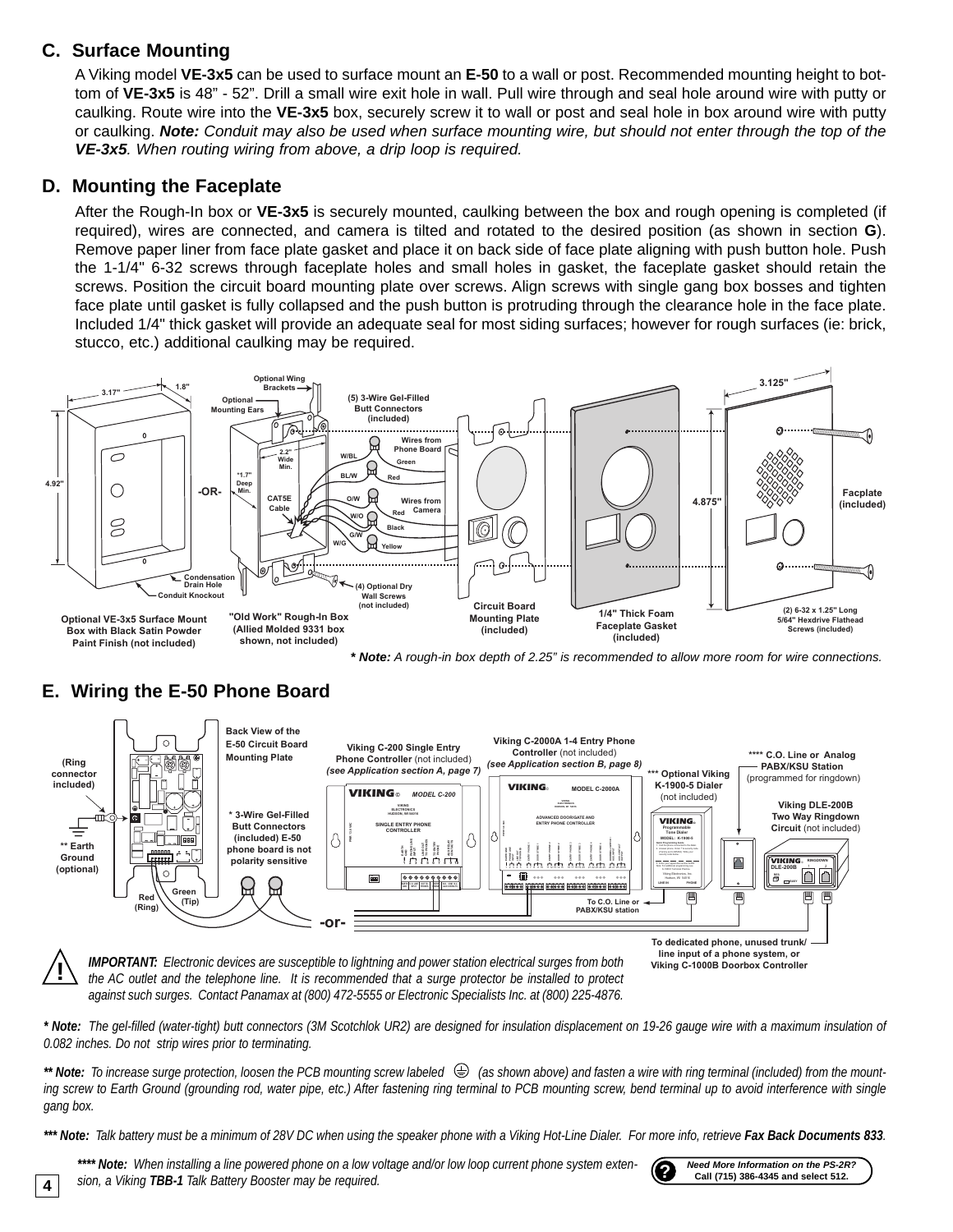## C. Surface Mounting

A Viking model **VE-3x5** can be used to surface mount an **E-50** to a wall or post. Recommended mounting height to bottom of **VE-3x5** is 48" - 52". Drill a small wire exit hole in wall. Pull wire through and seal hole around wire with putty or caulking. Route wire into the **VE-3x5** box, securely screw it to wall or post and seal hole in box around wire with putty or caulking. ***Note:*** *Conduit may also be used when surface mounting wire, but should not enter through the top of the* ***VE-3x5****. When routing wiring from above, a drip loop is required.*

## D. Mounting the Faceplate

After the Rough-In box or **VE-3x5** is securely mounted, caulking between the box and rough opening is completed (if required), wires are connected, and camera is tilted and rotated to the desired position (as shown in section **G**). Remove paper liner from face plate gasket and place it on back side of face plate aligning with push button hole. Push the 1-1/4" 6-32 screws through faceplate holes and small holes in gasket, the faceplate gasket should retain the screws. Position the circuit board mounting plate over screws. Align screws with single gang box bosses and tighten face plate until gasket is fully collapsed and the push button is protruding through the clearance hole in the face plate. Included 1/4" thick gasket will provide an adequate seal for most siding surfaces; however for rough surfaces (ie: brick, stucco, etc.) additional caulking may be required.

3.17" | 1.8" | 4.92" | Optional Wing Brackets | Optional Mounting Ears | 2.2" Wide Min. | "1.7" Deep Min. | CAT5E Cable | -OR- | (5) 3-Wire Gel-Filled Butt Connectors (included) | W/BL | BL/W | O/W | W/O | G/W | W/G | Wires from Phone Board | Green | Red | Wires from Camera | Red | Black | Yellow | Condensation Drain Hole | Conduit Knockout | (4) Optional Dry Wall Screws (not included) | 3.125" | 4.875" | Facplate (included)

Optional VE-3x5 Surface Mount Box with Black Satin Powder Paint Finish (not included)

"Old Work" Rough-In Box (Allied Molded 9331 box shown, not included)

Circuit Board Mounting Plate (included)

1/4" Thick Foam Faceplate Gasket (included)

(2) 6-32 x 1.25" Long 5/64" Hexdrive Flathead Screws (included)

***\* Note:*** *A rough-in box depth of 2.25" is recommended to allow more room for wire connections.*

## E. Wiring the E-50 Phone Board

(Ring connector included) | ** Earth Ground (optional) | Red (Ring) | Green (Tip) | Back View of the E-50 Circuit Board Mounting Plate | * 3-Wire Gel-Filled Butt Connectors (included) E-50 phone board is not polarity sensitive | -or-

Viking C-200 Single Entry Phone Controller (not included) *(see Application section A, page 7)*

Viking C-2000A 1-4 Entry Phone Controller (not included) *(see Application section B, page 8)*

*** Optional Viking K-1900-5 Dialer (not included)

**** C.O. Line or Analog PABX/KSU Station (programmed for ringdown)

Viking DLE-200B Two Way Ringdown Circuit (not included)

To C.O. Line or PABX/KSU station

To dedicated phone, unused trunk/ line input of a phone system, or Viking C-1000B Doorbox Controller

***IMPORTANT:*** *Electronic devices are susceptible to lightning and power station electrical surges from both the AC outlet and the telephone line. It is recommended that a surge protector be installed to protect against such surges. Contact Panamax at (800) 472-5555 or Electronic Specialists Inc. at (800) 225-4876.*

***\* Note:*** *The gel-filled (water-tight) butt connectors (3M Scotchlok UR2) are designed for insulation displacement on 19-26 gauge wire with a maximum insulation of 0.082 inches. Do not strip wires prior to terminating.*

***\*\* Note:*** *To increase surge protection, loosen the PCB mounting screw labeled ⏚ (as shown above) and fasten a wire with ring terminal (included) from the mounting screw to Earth Ground (grounding rod, water pipe, etc.) After fastening ring terminal to PCB mounting screw, bend terminal up to avoid interference with single gang box.*

***\*\*\* Note:*** *Talk battery must be a minimum of 28V DC when using the speaker phone with a Viking Hot-Line Dialer. For more info, retrieve* ***Fax Back Documents 833****.*

***\*\*\*\* Note:*** *When installing a line powered phone on a low voltage and/or low loop current phone system extension, a Viking* ***TBB-1*** *Talk Battery Booster may be required.*

***Need More Information on the PS-2R?*** **Call (715) 386-4345 and select 512.**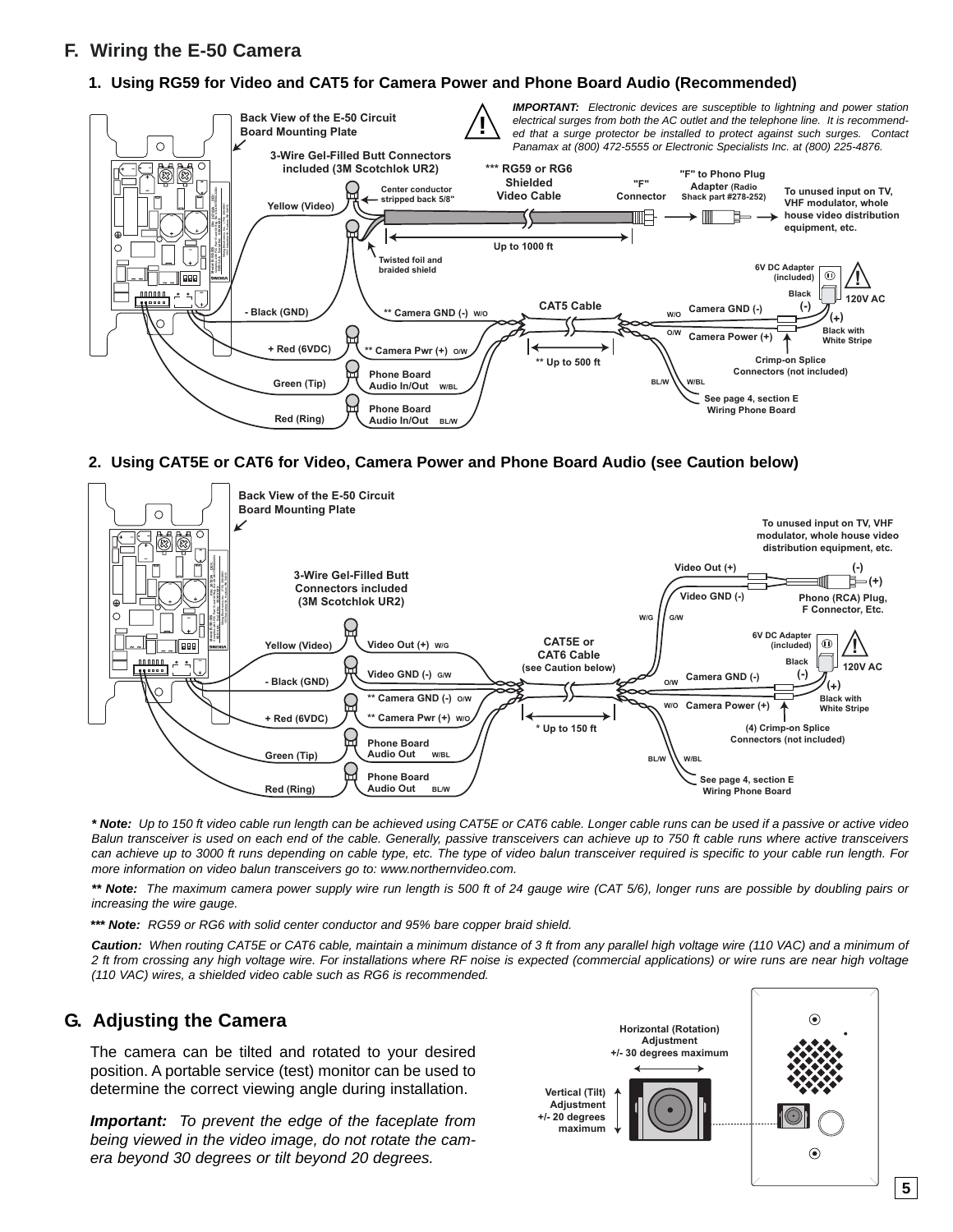## F. Wiring the E-50 Camera

### 1. Using RG59 for Video and CAT5 for Camera Power and Phone Board Audio (Recommended)

*IMPORTANT: Electronic devices are susceptible to lightning and power station electrical surges from both the AC outlet and the telephone line. It is recommended that a surge protector be installed to protect against such surges. Contact Panamax at (800) 472-5555 or Electronic Specialists Inc. at (800) 225-4876.*

Back View of the E-50 Circuit Board Mounting Plate

3-Wire Gel-Filled Butt Connectors included (3M Scotchlok UR2)

Yellow (Video) — Center conductor stripped back 5/8" — Twisted foil and braided shield — *** RG59 or RG6 Shielded Video Cable — Up to 1000 ft — "F" Connector — "F" to Phono Plug Adapter (Radio Shack part #278-252) — To unused input on TV, VHF modulator, whole house video distribution equipment, etc.

- Black (GND) — ** Camera GND (-) W/O
+ Red (6VDC) — ** Camera Pwr (+) O/W
Green (Tip) — Phone Board Audio In/Out W/BL
Red (Ring) — Phone Board Audio In/Out BL/W

CAT5 Cable — ** Up to 500 ft — W/O Camera GND (-) — O/W Camera Power (+) — Crimp-on Splice Connectors (not included) — 6V DC Adapter (included) — Black (-) — (+) Black with White Stripe — 120V AC

BL/W, W/BL — See page 4, section E Wiring Phone Board

### 2. Using CAT5E or CAT6 for Video, Camera Power and Phone Board Audio (see Caution below)

Back View of the E-50 Circuit Board Mounting Plate

3-Wire Gel-Filled Butt Connectors included (3M Scotchlok UR2)

Yellow (Video) — Video Out (+) W/G
- Black (GND) — Video GND (-) G/W
** Camera GND (-) O/W
+ Red (6VDC) — ** Camera Pwr (+) W/O
Green (Tip) — Phone Board Audio Out W/BL
Red (Ring) — Phone Board Audio Out BL/W

CAT5E or CAT6 Cable (see Caution below) — * Up to 150 ft

W/G Video Out (+) — G/W Video GND (-) — (-) (+) Phono (RCA) Plug, F Connector, Etc. — To unused input on TV, VHF modulator, whole house video distribution equipment, etc.

O/W Camera GND (-) — W/O Camera Power (+) — (4) Crimp-on Splice Connectors (not included) — 6V DC Adapter (included) — Black (-) — (+) Black with White Stripe — 120V AC

BL/W, W/BL — See page 4, section E Wiring Phone Board

***\* Note:*** *Up to 150 ft video cable run length can be achieved using CAT5E or CAT6 cable. Longer cable runs can be used if a passive or active video Balun transceiver is used on each end of the cable. Generally, passive transceivers can achieve up to 750 ft cable runs where active transceivers can achieve up to 3000 ft runs depending on cable type, etc. The type of video balun transceiver required is specific to your cable run length. For more information on video balun transceivers go to: www.northernvideo.com.*

***\*\* Note:*** *The maximum camera power supply wire run length is 500 ft of 24 gauge wire (CAT 5/6), longer runs are possible by doubling pairs or increasing the wire gauge.*

***\*\*\* Note:*** *RG59 or RG6 with solid center conductor and 95% bare copper braid shield.*

***Caution:*** *When routing CAT5E or CAT6 cable, maintain a minimum distance of 3 ft from any parallel high voltage wire (110 VAC) and a minimum of 2 ft from crossing any high voltage wire. For installations where RF noise is expected (commercial applications) or wire runs are near high voltage (110 VAC) wires, a shielded video cable such as RG6 is recommended.*

## G. Adjusting the Camera

The camera can be tilted and rotated to your desired position. A portable service (test) monitor can be used to determine the correct viewing angle during installation.

***Important:*** *To prevent the edge of the faceplate from being viewed in the video image, do not rotate the camera beyond 30 degrees or tilt beyond 20 degrees.*

Horizontal (Rotation) Adjustment +/- 30 degrees maximum

Vertical (Tilt) Adjustment +/- 20 degrees maximum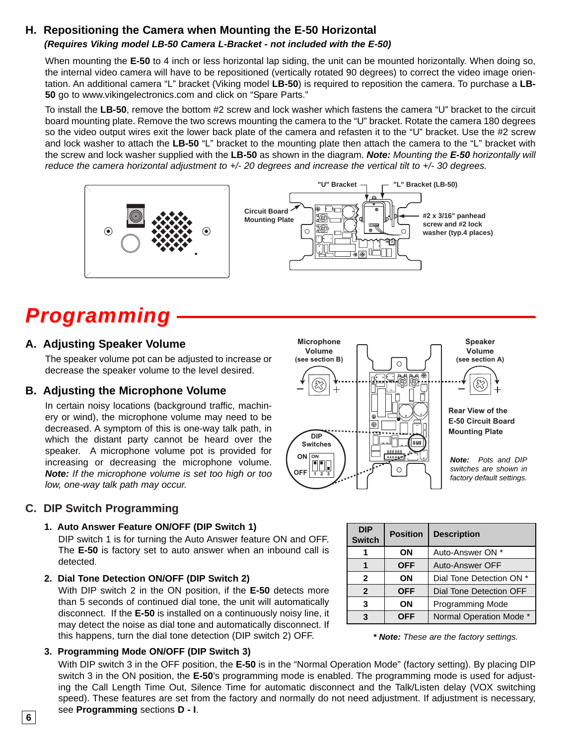## H. Repositioning the Camera when Mounting the E-50 Horizontal

***(Requires Viking model LB-50 Camera L-Bracket - not included with the E-50)***

When mounting the **E-50** to 4 inch or less horizontal lap siding, the unit can be mounted horizontally. When doing so, the internal video camera will have to be repositioned (vertically rotated 90 degrees) to correct the video image orientation. An additional camera "L" bracket (Viking model **LB-50**) is required to reposition the camera. To purchase a **LB-50** go to www.vikingelectronics.com and click on "Spare Parts."

To install the **LB-50**, remove the bottom #2 screw and lock washer which fastens the camera "U" bracket to the circuit board mounting plate. Remove the two screws mounting the camera to the "U" bracket. Rotate the camera 180 degrees so the video output wires exit the lower back plate of the camera and refasten it to the "U" bracket. Use the #2 screw and lock washer to attach the **LB-50** "L" bracket to the mounting plate then attach the camera to the "L" bracket with the screw and lock washer supplied with the **LB-50** as shown in the diagram. ***Note:*** *Mounting the* ***E-50*** *horizontally will reduce the camera horizontal adjustment to +/- 20 degrees and increase the vertical tilt to +/- 30 degrees.*

"U" Bracket — "L" Bracket (LB-50) — Circuit Board Mounting Plate — #2 x 3/16" panhead screw and #2 lock washer (typ.4 places)

# Programming

## A. Adjusting Speaker Volume

The speaker volume pot can be adjusted to increase or decrease the speaker volume to the level desired.

## B. Adjusting the Microphone Volume

In certain noisy locations (background traffic, machinery or wind), the microphone volume may need to be decreased. A symptom of this is one-way talk path, in which the distant party cannot be heard over the speaker. A microphone volume pot is provided for increasing or decreasing the microphone volume. ***Note:*** *If the microphone volume is set too high or too low, one-way talk path may occur.*

Microphone Volume (see section B) — Speaker Volume (see section A) — DIP Switches — Rear View of the E-50 Circuit Board Mounting Plate

***Note:*** *Pots and DIP switches are shown in factory default settings.*

## C. DIP Switch Programming

### 1. Auto Answer Feature ON/OFF (DIP Switch 1)

DIP switch 1 is for turning the Auto Answer feature ON and OFF. The **E-50** is factory set to auto answer when an inbound call is detected.

### 2. Dial Tone Detection ON/OFF (DIP Switch 2)

With DIP switch 2 in the ON position, if the **E-50** detects more than 5 seconds of continued dial tone, the unit will automatically disconnect. If the **E-50** is installed on a continuously noisy line, it may detect the noise as dial tone and automatically disconnect. If this happens, turn the dial tone detection (DIP switch 2) OFF.

| DIP Switch | Position | Description |
|---|---|---|
| 1 | ON | Auto-Answer ON * |
| 1 | OFF | Auto-Answer OFF |
| 2 | ON | Dial Tone Detection ON * |
| 2 | OFF | Dial Tone Detection OFF |
| 3 | ON | Programming Mode |
| 3 | OFF | Normal Operation Mode * |

***\* Note:*** *These are the factory settings.*

### 3. Programming Mode ON/OFF (DIP Switch 3)

With DIP switch 3 in the OFF position, the **E-50** is in the "Normal Operation Mode" (factory setting). By placing DIP switch 3 in the ON position, the **E-50**'s programming mode is enabled. The programming mode is used for adjusting the Call Length Time Out, Silence Time for automatic disconnect and the Talk/Listen delay (VOX switching speed). These features are set from the factory and normally do not need adjustment. If adjustment is necessary, see **Programming** sections **D - I**.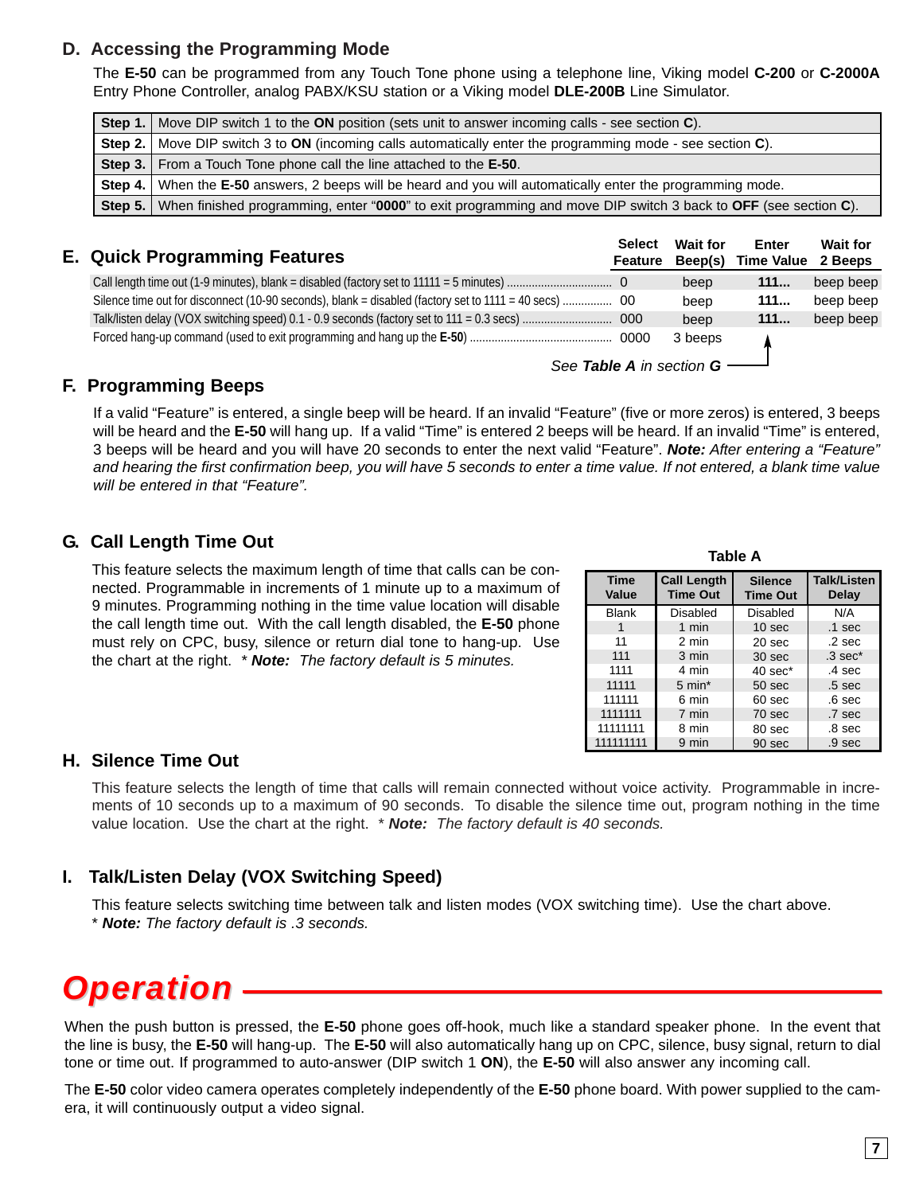## D. Accessing the Programming Mode

The **E-50** can be programmed from any Touch Tone phone using a telephone line, Viking model **C-200** or **C-2000A** Entry Phone Controller, analog PABX/KSU station or a Viking model **DLE-200B** Line Simulator.

| | |
|---|---|
| **Step 1.** | Move DIP switch 1 to the **ON** position (sets unit to answer incoming calls - see section **C**). |
| **Step 2.** | Move DIP switch 3 to **ON** (incoming calls automatically enter the programming mode - see section **C**). |
| **Step 3.** | From a Touch Tone phone call the line attached to the **E-50**. |
| **Step 4.** | When the **E-50** answers, 2 beeps will be heard and you will automatically enter the programming mode. |
| **Step 5.** | When finished programming, enter "**0000**" to exit programming and move DIP switch 3 back to **OFF** (see section **C**). |

## E. Quick Programming Features

| | Select Feature | Wait for Beep(s) | Enter Time Value | Wait for 2 Beeps |
|---|---|---|---|---|
| Call length time out (1-9 minutes), blank = disabled (factory set to 11111 = 5 minutes) | 0 | beep | **111...** | beep beep |
| Silence time out for disconnect (10-90 seconds), blank = disabled (factory set to 1111 = 40 secs) | 00 | beep | **111...** | beep beep |
| Talk/listen delay (VOX switching speed) 0.1 - 0.9 seconds (factory set to 111 = 0.3 secs) | 000 | beep | **111...** | beep beep |
| Forced hang-up command (used to exit programming and hang up the **E-50**) | 0000 | 3 beeps | | |

*See **Table A** in section **G***

## F. Programming Beeps

If a valid "Feature" is entered, a single beep will be heard. If an invalid "Feature" (five or more zeros) is entered, 3 beeps will be heard and the **E-50** will hang up. If a valid "Time" is entered 2 beeps will be heard. If an invalid "Time" is entered, 3 beeps will be heard and you will have 20 seconds to enter the next valid "Feature". ***Note:*** *After entering a "Feature" and hearing the first confirmation beep, you will have 5 seconds to enter a time value. If not entered, a blank time value will be entered in that "Feature".*

## G. Call Length Time Out

This feature selects the maximum length of time that calls can be connected. Programmable in increments of 1 minute up to a maximum of 9 minutes. Programming nothing in the time value location will disable the call length time out. With the call length disabled, the **E-50** phone must rely on CPC, busy, silence or return dial tone to hang-up. Use the chart at the right. * ***Note:*** *The factory default is 5 minutes.*

**Table A**

| Time Value | Call Length Time Out | Silence Time Out | Talk/Listen Delay |
|---|---|---|---|
| Blank | Disabled | Disabled | N/A |
| 1 | 1 min | 10 sec | .1 sec |
| 11 | 2 min | 20 sec | .2 sec |
| 111 | 3 min | 30 sec | .3 sec* |
| 1111 | 4 min | 40 sec* | .4 sec |
| 11111 | 5 min* | 50 sec | .5 sec |
| 111111 | 6 min | 60 sec | .6 sec |
| 1111111 | 7 min | 70 sec | .7 sec |
| 11111111 | 8 min | 80 sec | .8 sec |
| 111111111 | 9 min | 90 sec | .9 sec |

## H. Silence Time Out

This feature selects the length of time that calls will remain connected without voice activity. Programmable in increments of 10 seconds up to a maximum of 90 seconds. To disable the silence time out, program nothing in the time value location. Use the chart at the right. * ***Note:*** *The factory default is 40 seconds.*

## I. Talk/Listen Delay (VOX Switching Speed)

This feature selects switching time between talk and listen modes (VOX switching time). Use the chart above.
* ***Note:*** *The factory default is .3 seconds.*

# Operation

When the push button is pressed, the **E-50** phone goes off-hook, much like a standard speaker phone. In the event that the line is busy, the **E-50** will hang-up. The **E-50** will also automatically hang up on CPC, silence, busy signal, return to dial tone or time out. If programmed to auto-answer (DIP switch 1 **ON**), the **E-50** will also answer any incoming call.

The **E-50** color video camera operates completely independently of the **E-50** phone board. With power supplied to the camera, it will continuously output a video signal.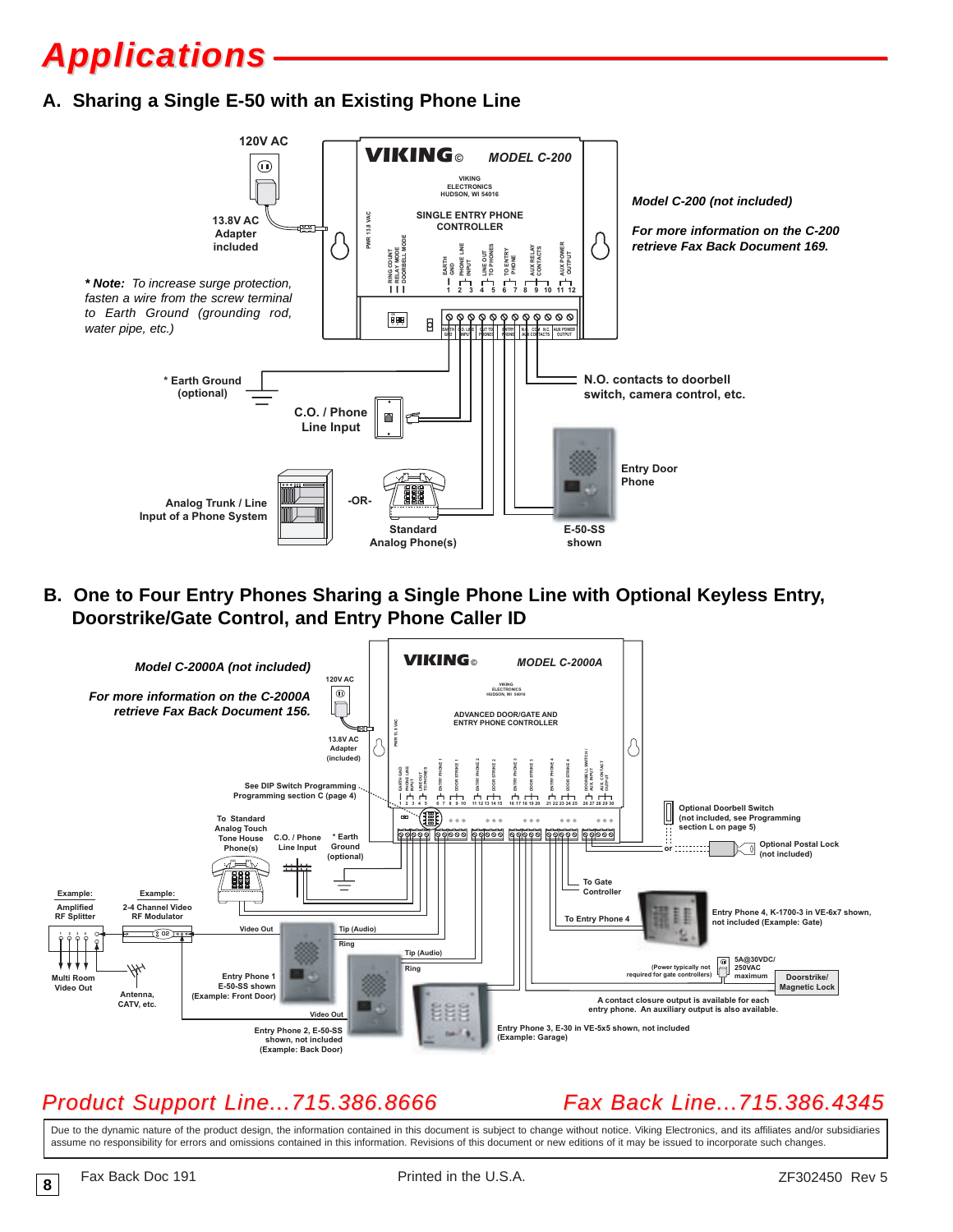# Applications

## A. Sharing a Single E-50 with an Existing Phone Line

120V AC

13.8V AC Adapter included

VIKING© MODEL C-200

VIKING ELECTRONICS HUDSON, WI 54016

SINGLE ENTRY PHONE CONTROLLER

PWR 13.8 VAC

RING COUNT
RELAY MODE
DOORBELL MODE

EARTH GND
PHONE LINE INPUT
LINE OUT TO PHONES
TO ENTRY PHONE
AUX RELAY CONTACTS
AUX POWER OUTPUT

1 2 3 4 5 6 7 8 9 10 11 12

*Model C-200 (not included)*

*For more information on the C-200 retrieve Fax Back Document 169.*

***Note:** To increase surge protection, fasten a wire from the screw terminal to Earth Ground (grounding rod, water pipe, etc.)*

* Earth Ground (optional)

C.O. / Phone Line Input

N.O. contacts to doorbell switch, camera control, etc.

Entry Door Phone

Analog Trunk / Line Input of a Phone System

-OR-

Standard Analog Phone(s)

E-50-SS shown

## B. One to Four Entry Phones Sharing a Single Phone Line with Optional Keyless Entry, Doorstrike/Gate Control, and Entry Phone Caller ID

*Model C-2000A (not included)*

*For more information on the C-2000A retrieve Fax Back Document 156.*

120V AC

13.8V AC Adapter (included)

VIKING© MODEL C-2000A

VIKING ELECTRONICS HUDSON, WI 54016

ADVANCED DOOR/GATE AND ENTRY PHONE CONTROLLER

PWR 13.8 VAC

See DIP Switch Programming Programming section C (page 4)

Optional Doorbell Switch (not included, see Programming section L on page 5)

or

Optional Postal Lock (not included)

To Standard Analog Touch Tone House Phone(s)

C.O. / Phone Line Input

* Earth Ground (optional)

To Gate Controller

To Entry Phone 4

Entry Phone 4, K-1700-3 in VE-6x7 shown, not included (Example: Gate)

Example: Amplified RF Splitter

Example: 2-4 Channel Video RF Modulator

Multi Room Video Out

Antenna, CATV, etc.

Video Out

Tip (Audio)

Ring

Entry Phone 1 E-50-SS shown (Example: Front Door)

Video Out

Entry Phone 2, E-50-SS shown, not included (Example: Back Door)

(Power typically not required for gate controllers)

5A@30VDC/ 250VAC maximum

Doorstrike/ Magnetic Lock

A contact closure output is available for each entry phone. An auxiliary output is also available.

Entry Phone 3, E-30 in VE-5x5 shown, not included (Example: Garage)

*Product Support Line...715.386.8666*

*Fax Back Line...715.386.4345*

Due to the dynamic nature of the product design, the information contained in this document is subject to change without notice. Viking Electronics, and its affiliates and/or subsidiaries assume no responsibility for errors and omissions contained in this information. Revisions of this document or new editions of it may be issued to incorporate such changes.

Fax Back Doc 191 Printed in the U.S.A. ZF302450 Rev 5